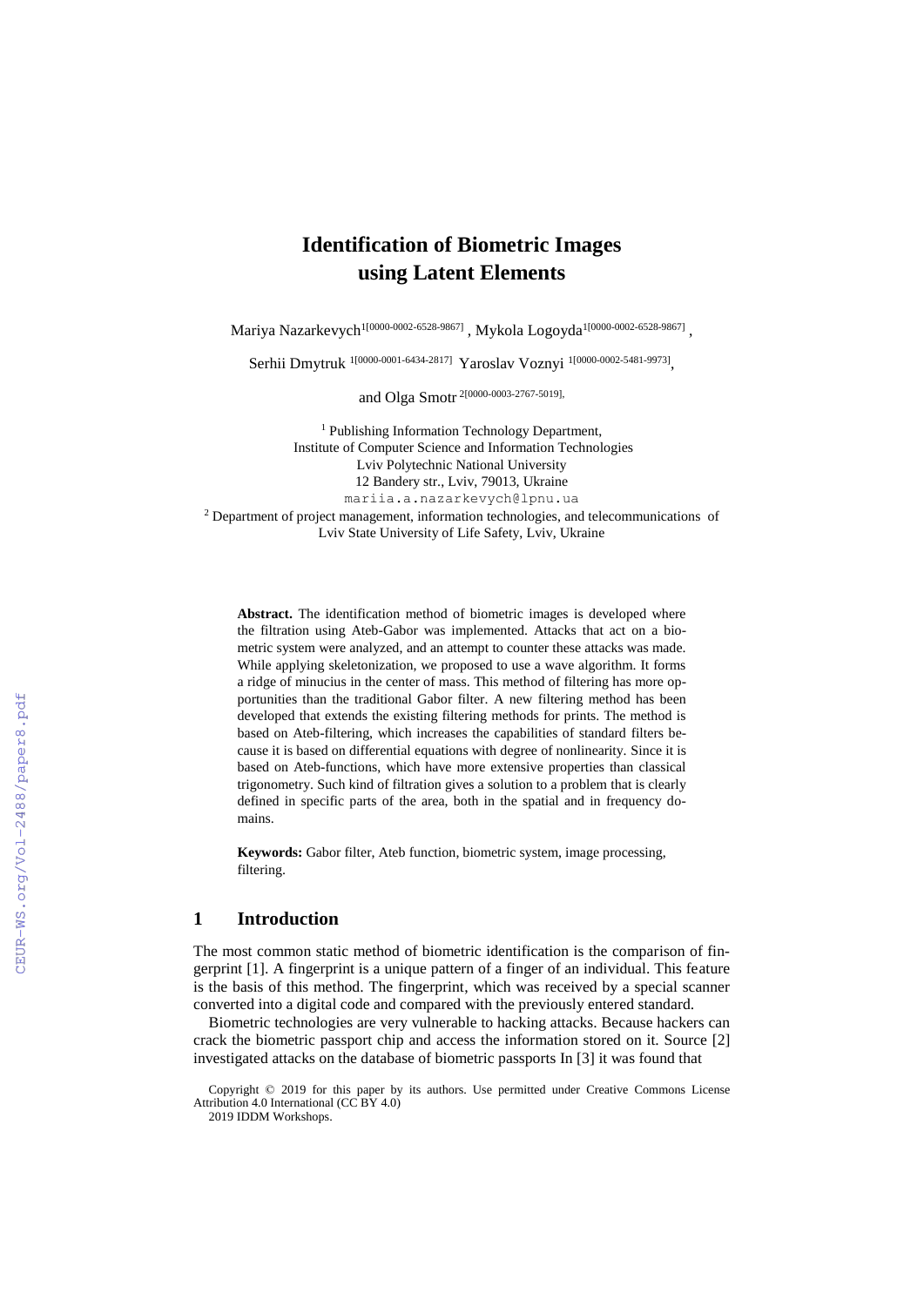# Identification of Biometric Images using Latent Elements

Mariya Nazarkevych[1[0000-0002-6528-9867]], Mykola Logoyda[1[0000-0002-6528-9867]], Serhii Dmytruk [1[0000-0001-6434-2817]] Yaroslav Voznyi [1[0000-0002-5481-9973]], and Olga Smotr [2[0000-0003-2767-5019]]

[1] Publishing Information Technology Department, Institute of Computer Science and Information Technologies Lviv Polytechnic National University 12 Bandery str., Lviv, 79013, Ukraine
mariia.a.nazarkevych@lpnu.ua

[2] Department of project management, information technologies, and telecommunications of Lviv State University of Life Safety, Lviv, Ukraine

**Abstract.** The identification method of biometric images is developed where the filtration using Ateb-Gabor was implemented. Attacks that act on a biometric system were analyzed, and an attempt to counter these attacks was made. While applying skeletonization, we proposed to use a wave algorithm. It forms a ridge of minucius in the center of mass. This method of filtering has more opportunities than the traditional Gabor filter. A new filtering method has been developed that extends the existing filtering methods for prints. The method is based on Ateb-filtering, which increases the capabilities of standard filters because it is based on differential equations with degree of nonlinearity. Since it is based on Ateb-functions, which have more extensive properties than classical trigonometry. Such kind of filtration gives a solution to a problem that is clearly defined in specific parts of the area, both in the spatial and in frequency domains.

**Keywords:** Gabor filter, Ateb function, biometric system, image processing, filtering.

## 1 Introduction

The most common static method of biometric identification is the comparison of fingerprint [1]. A fingerprint is a unique pattern of a finger of an individual. This feature is the basis of this method. The fingerprint, which was received by a special scanner converted into a digital code and compared with the previously entered standard.

Biometric technologies are very vulnerable to hacking attacks. Because hackers can crack the biometric passport chip and access the information stored on it. Source [2] investigated attacks on the database of biometric passports In [3] it was found that

Copyright © 2019 for this paper by its authors. Use permitted under Creative Commons License Attribution 4.0 International (CC BY 4.0)
2019 IDDM Workshops.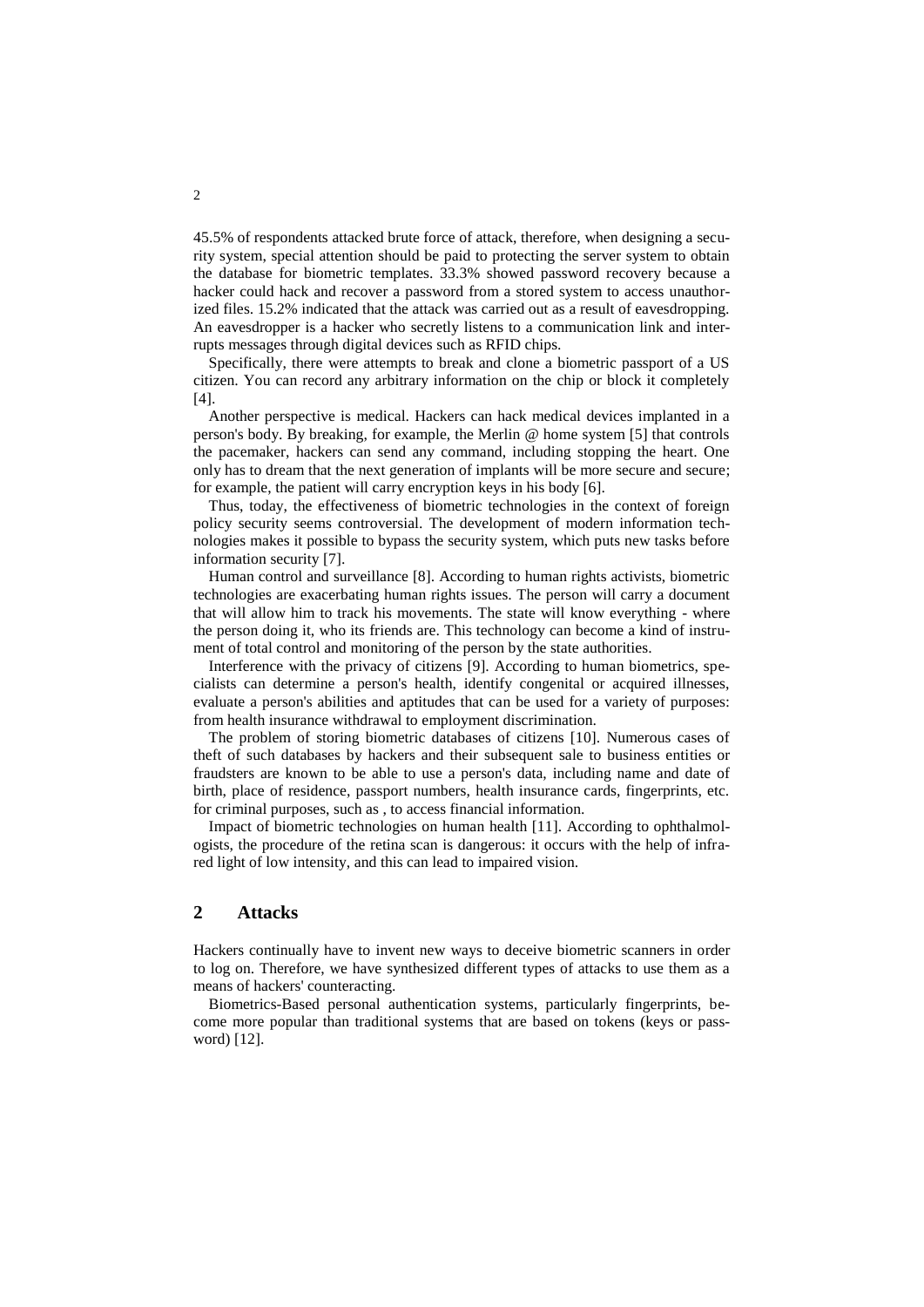45.5% of respondents attacked brute force of attack, therefore, when designing a security system, special attention should be paid to protecting the server system to obtain the database for biometric templates. 33.3% showed password recovery because a hacker could hack and recover a password from a stored system to access unauthorized files. 15.2% indicated that the attack was carried out as a result of eavesdropping. An eavesdropper is a hacker who secretly listens to a communication link and interrupts messages through digital devices such as RFID chips.

Specifically, there were attempts to break and clone a biometric passport of a US citizen. You can record any arbitrary information on the chip or block it completely [4].

Another perspective is medical. Hackers can hack medical devices implanted in a person's body. By breaking, for example, the Merlin @ home system [5] that controls the pacemaker, hackers can send any command, including stopping the heart. One only has to dream that the next generation of implants will be more secure and secure; for example, the patient will carry encryption keys in his body [6].

Thus, today, the effectiveness of biometric technologies in the context of foreign policy security seems controversial. The development of modern information technologies makes it possible to bypass the security system, which puts new tasks before information security [7].

Human control and surveillance [8]. According to human rights activists, biometric technologies are exacerbating human rights issues. The person will carry a document that will allow him to track his movements. The state will know everything - where the person doing it, who its friends are. This technology can become a kind of instrument of total control and monitoring of the person by the state authorities.

Interference with the privacy of citizens [9]. According to human biometrics, specialists can determine a person's health, identify congenital or acquired illnesses, evaluate a person's abilities and aptitudes that can be used for a variety of purposes: from health insurance withdrawal to employment discrimination.

The problem of storing biometric databases of citizens [10]. Numerous cases of theft of such databases by hackers and their subsequent sale to business entities or fraudsters are known to be able to use a person's data, including name and date of birth, place of residence, passport numbers, health insurance cards, fingerprints, etc. for criminal purposes, such as , to access financial information.

Impact of biometric technologies on human health [11]. According to ophthalmologists, the procedure of the retina scan is dangerous: it occurs with the help of infrared light of low intensity, and this can lead to impaired vision.

## 2 Attacks

Hackers continually have to invent new ways to deceive biometric scanners in order to log on. Therefore, we have synthesized different types of attacks to use them as a means of hackers' counteracting.

Biometrics-Based personal authentication systems, particularly fingerprints, become more popular than traditional systems that are based on tokens (keys or password) [12].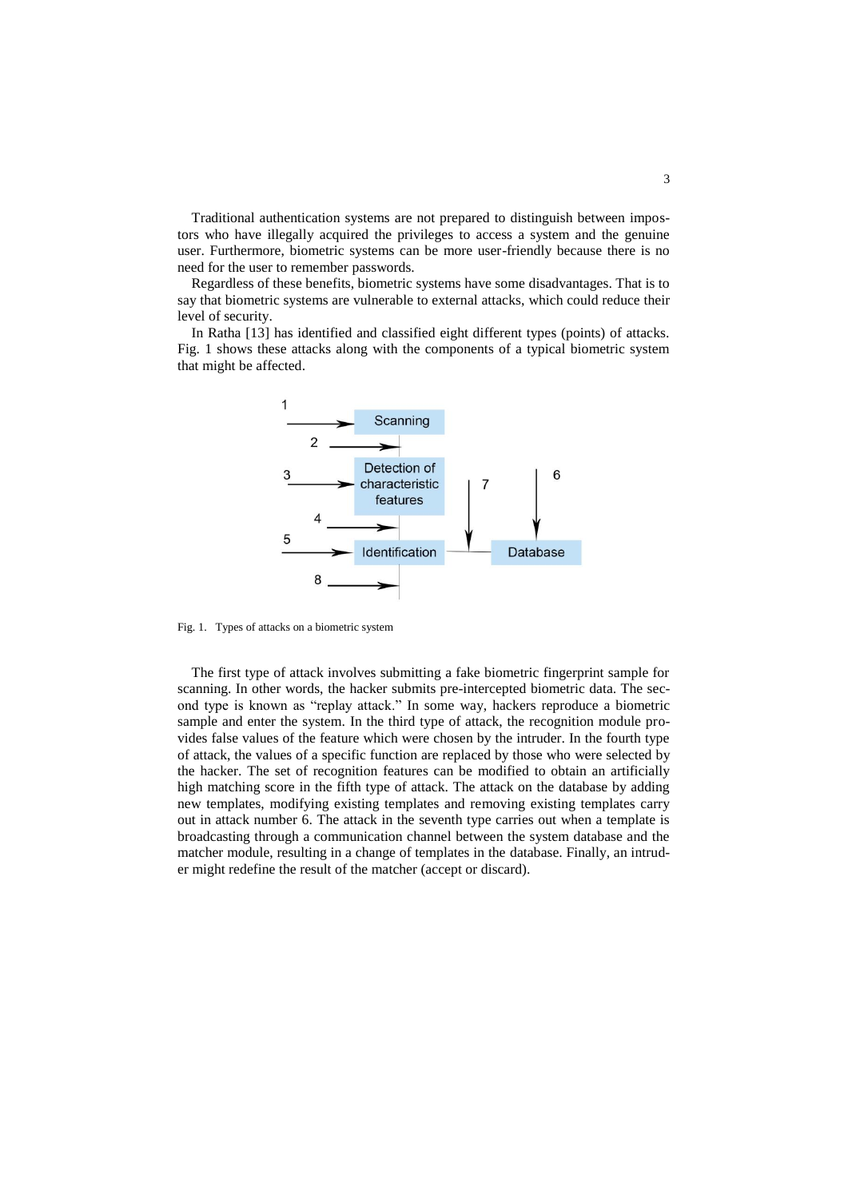Traditional authentication systems are not prepared to distinguish between impostors who have illegally acquired the privileges to access a system and the genuine user. Furthermore, biometric systems can be more user-friendly because there is no need for the user to remember passwords.

Regardless of these benefits, biometric systems have some disadvantages. That is to say that biometric systems are vulnerable to external attacks, which could reduce their level of security.

In Ratha [13] has identified and classified eight different types (points) of attacks. Fig. 1 shows these attacks along with the components of a typical biometric system that might be affected.

1
Scanning
2
3
Detection of characteristic features
7
6
4
5
Identification
Database
8

Fig. 1. Types of attacks on a biometric system

The first type of attack involves submitting a fake biometric fingerprint sample for scanning. In other words, the hacker submits pre-intercepted biometric data. The second type is known as "replay attack." In some way, hackers reproduce a biometric sample and enter the system. In the third type of attack, the recognition module provides false values of the feature which were chosen by the intruder. In the fourth type of attack, the values of a specific function are replaced by those who were selected by the hacker. The set of recognition features can be modified to obtain an artificially high matching score in the fifth type of attack. The attack on the database by adding new templates, modifying existing templates and removing existing templates carry out in attack number 6. The attack in the seventh type carries out when a template is broadcasting through a communication channel between the system database and the matcher module, resulting in a change of templates in the database. Finally, an intruder might redefine the result of the matcher (accept or discard).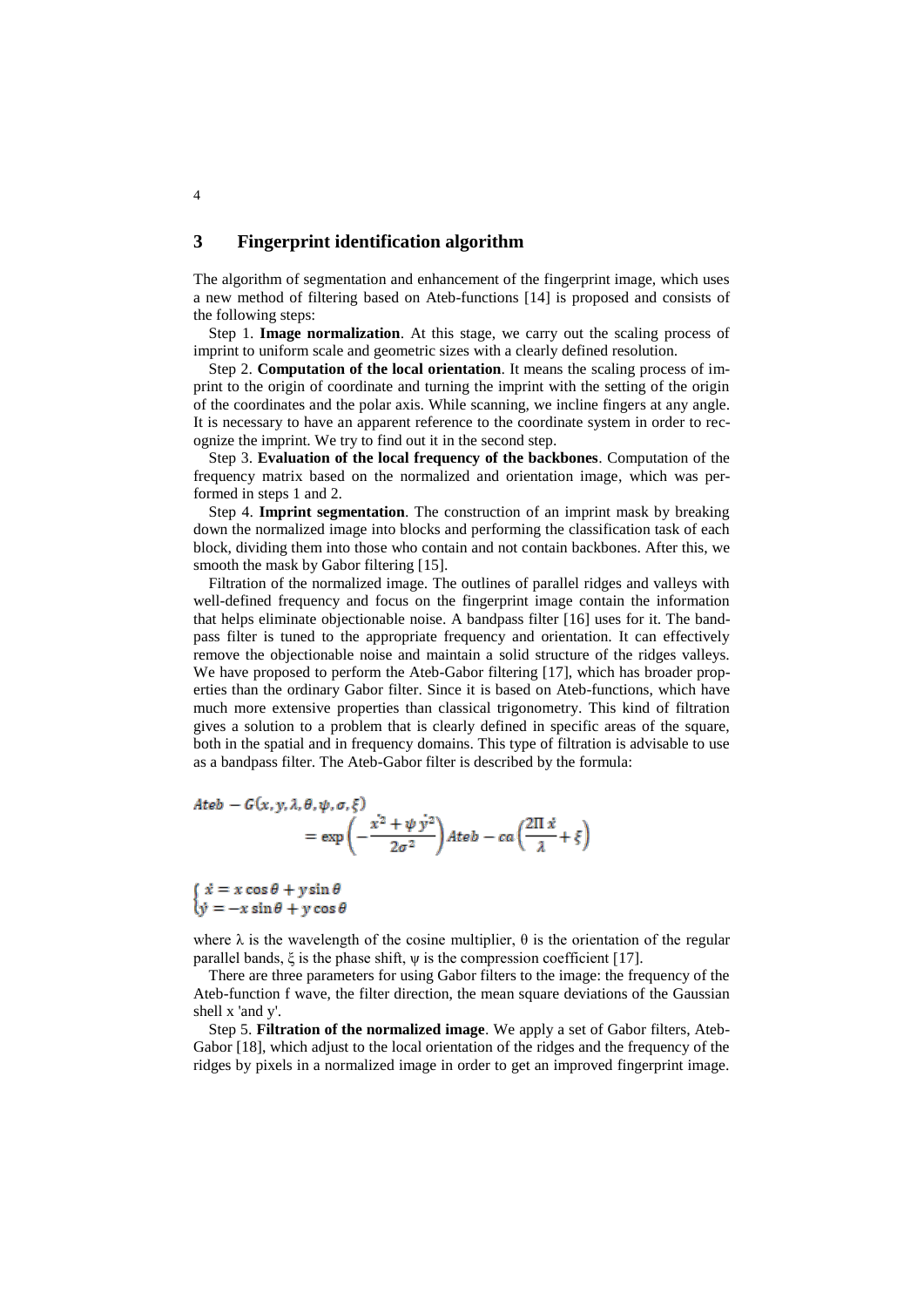## 3 Fingerprint identification algorithm

The algorithm of segmentation and enhancement of the fingerprint image, which uses a new method of filtering based on Ateb-functions [14] is proposed and consists of the following steps:

Step 1. **Image normalization**. At this stage, we carry out the scaling process of imprint to uniform scale and geometric sizes with a clearly defined resolution.

Step 2. **Computation of the local orientation**. It means the scaling process of imprint to the origin of coordinate and turning the imprint with the setting of the origin of the coordinates and the polar axis. While scanning, we incline fingers at any angle. It is necessary to have an apparent reference to the coordinate system in order to recognize the imprint. We try to find out it in the second step.

Step 3. **Evaluation of the local frequency of the backbones**. Computation of the frequency matrix based on the normalized and orientation image, which was performed in steps 1 and 2.

Step 4. **Imprint segmentation**. The construction of an imprint mask by breaking down the normalized image into blocks and performing the classification task of each block, dividing them into those who contain and not contain backbones. After this, we smooth the mask by Gabor filtering [15].

Filtration of the normalized image. The outlines of parallel ridges and valleys with well-defined frequency and focus on the fingerprint image contain the information that helps eliminate objectionable noise. A bandpass filter [16] uses for it. The bandpass filter is tuned to the appropriate frequency and orientation. It can effectively remove the objectionable noise and maintain a solid structure of the ridges valleys. We have proposed to perform the Ateb-Gabor filtering [17], which has broader properties than the ordinary Gabor filter. Since it is based on Ateb-functions, which have much more extensive properties than classical trigonometry. This kind of filtration gives a solution to a problem that is clearly defined in specific areas of the square, both in the spatial and in frequency domains. This type of filtration is advisable to use as a bandpass filter. The Ateb-Gabor filter is described by the formula:

$$Ateb - G(x, y, \lambda, \theta, \psi, \sigma, \xi) = \exp\left(-\frac{\acute{x}^2 + \psi \acute{y}^2}{2\sigma^2}\right) Ateb - ca\left(\frac{2\Pi \acute{x}}{\lambda} + \xi\right)$$

$$\begin{cases} \acute{x} = x\cos\theta + y\sin\theta \\ \acute{y} = -x\sin\theta + y\cos\theta \end{cases}$$

where $\lambda$ is the wavelength of the cosine multiplier, $\theta$ is the orientation of the regular parallel bands, $\xi$ is the phase shift, $\psi$ is the compression coefficient [17].

There are three parameters for using Gabor filters to the image: the frequency of the Ateb-function f wave, the filter direction, the mean square deviations of the Gaussian shell x 'and y'.

Step 5. **Filtration of the normalized image**. We apply a set of Gabor filters, Ateb-Gabor [18], which adjust to the local orientation of the ridges and the frequency of the ridges by pixels in a normalized image in order to get an improved fingerprint image.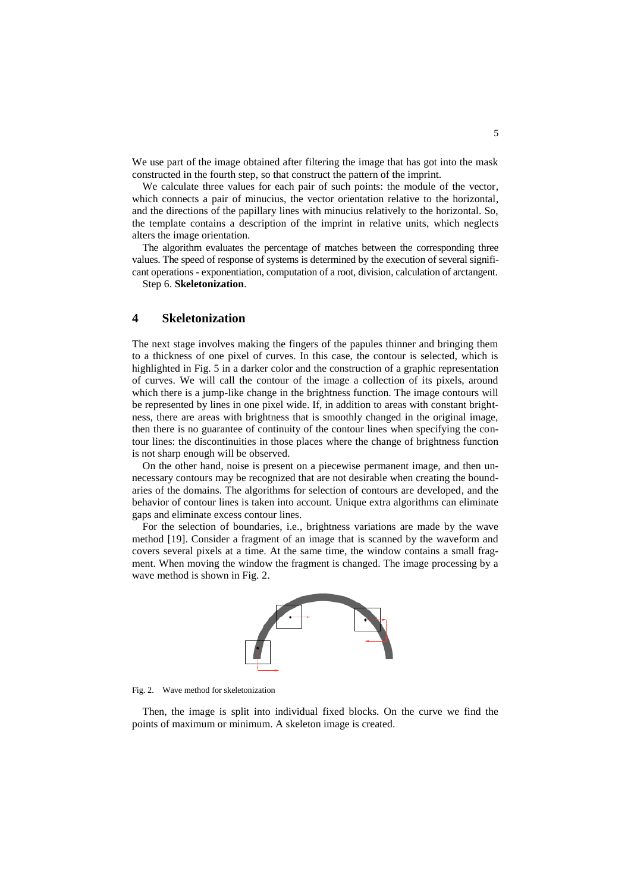We use part of the image obtained after filtering the image that has got into the mask constructed in the fourth step, so that construct the pattern of the imprint.

We calculate three values for each pair of such points: the module of the vector, which connects a pair of minucius, the vector orientation relative to the horizontal, and the directions of the papillary lines with minucius relatively to the horizontal. So, the template contains a description of the imprint in relative units, which neglects alters the image orientation.

The algorithm evaluates the percentage of matches between the corresponding three values. The speed of response of systems is determined by the execution of several significant operations - exponentiation, computation of a root, division, calculation of arctangent.

Step 6. **Skeletonization**.

## 4 Skeletonization

The next stage involves making the fingers of the papules thinner and bringing them to a thickness of one pixel of curves. In this case, the contour is selected, which is highlighted in Fig. 5 in a darker color and the construction of a graphic representation of curves. We will call the contour of the image a collection of its pixels, around which there is a jump-like change in the brightness function. The image contours will be represented by lines in one pixel wide. If, in addition to areas with constant brightness, there are areas with brightness that is smoothly changed in the original image, then there is no guarantee of continuity of the contour lines when specifying the contour lines: the discontinuities in those places where the change of brightness function is not sharp enough will be observed.

On the other hand, noise is present on a piecewise permanent image, and then unnecessary contours may be recognized that are not desirable when creating the boundaries of the domains. The algorithms for selection of contours are developed, and the behavior of contour lines is taken into account. Unique extra algorithms can eliminate gaps and eliminate excess contour lines.

For the selection of boundaries, i.e., brightness variations are made by the wave method [19]. Consider a fragment of an image that is scanned by the waveform and covers several pixels at a time. At the same time, the window contains a small fragment. When moving the window the fragment is changed. The image processing by a wave method is shown in Fig. 2.

Fig. 2. Wave method for skeletonization

Then, the image is split into individual fixed blocks. On the curve we find the points of maximum or minimum. A skeleton image is created.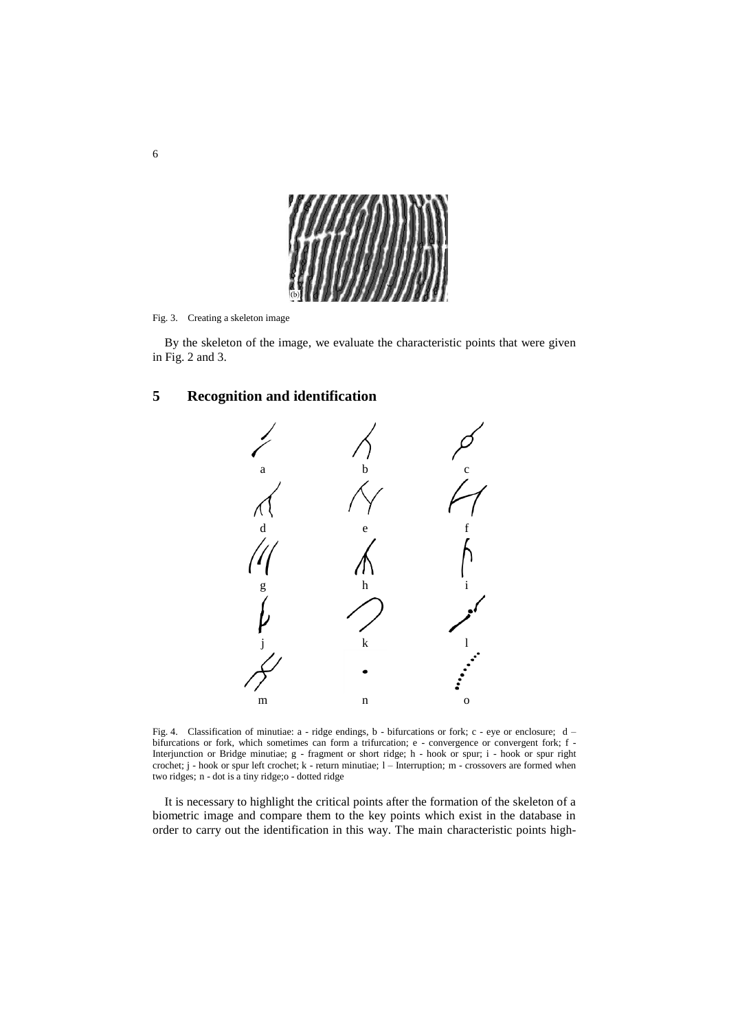Fig. 3. Creating a skeleton image

By the skeleton of the image, we evaluate the characteristic points that were given in Fig. 2 and 3.

## 5 Recognition and identification

a b c

d e f

g h i

j k l

m n o

Fig. 4. Classification of minutiae: a - ridge endings, b - bifurcations or fork; c - eye or enclosure; d – bifurcations or fork, which sometimes can form a trifurcation; e - convergence or convergent fork; f - Interjunction or Bridge minutiae; g - fragment or short ridge; h - hook or spur; i - hook or spur right crochet; j - hook or spur left crochet; k - return minutiae; l – Interruption; m - crossovers are formed when two ridges; n - dot is a tiny ridge;o - dotted ridge

It is necessary to highlight the critical points after the formation of the skeleton of a biometric image and compare them to the key points which exist in the database in order to carry out the identification in this way. The main characteristic points high-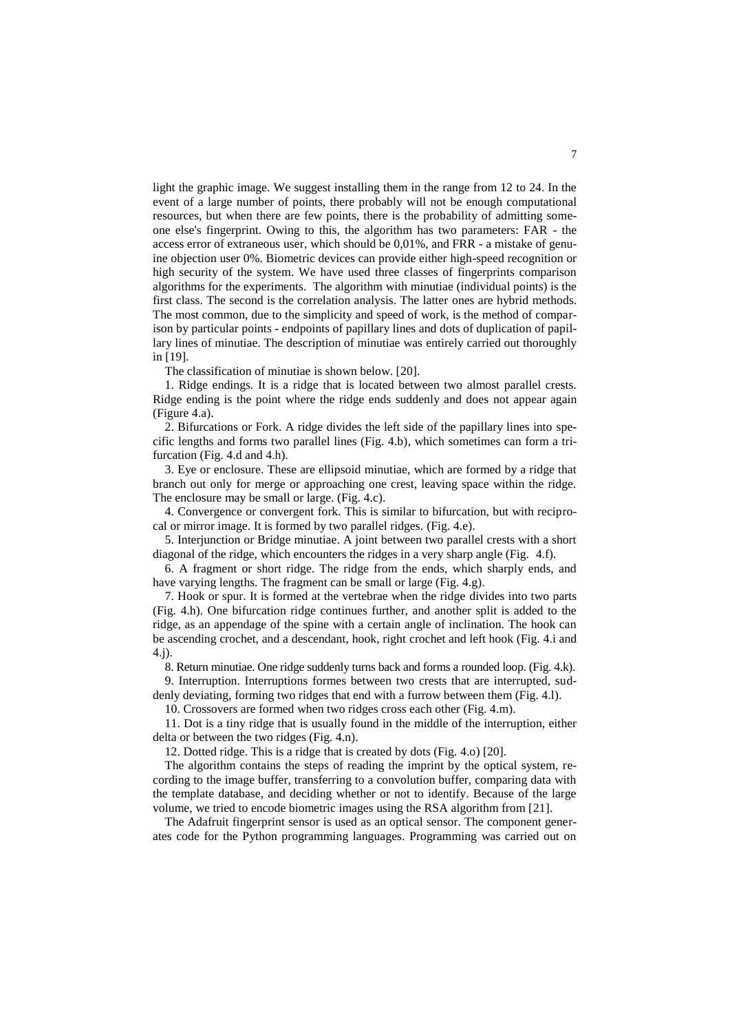light the graphic image. We suggest installing them in the range from 12 to 24. In the event of a large number of points, there probably will not be enough computational resources, but when there are few points, there is the probability of admitting someone else's fingerprint. Owing to this, the algorithm has two parameters: FAR - the access error of extraneous user, which should be 0,01%, and FRR - a mistake of genuine objection user 0%. Biometric devices can provide either high-speed recognition or high security of the system. We have used three classes of fingerprints comparison algorithms for the experiments. The algorithm with minutiae (individual points) is the first class. The second is the correlation analysis. The latter ones are hybrid methods. The most common, due to the simplicity and speed of work, is the method of comparison by particular points - endpoints of papillary lines and dots of duplication of papillary lines of minutiae. The description of minutiae was entirely carried out thoroughly in [19].

The classification of minutiae is shown below. [20].

1. Ridge endings. It is a ridge that is located between two almost parallel crests. Ridge ending is the point where the ridge ends suddenly and does not appear again (Figure 4.a).

2. Bifurcations or Fork. A ridge divides the left side of the papillary lines into specific lengths and forms two parallel lines (Fig. 4.b), which sometimes can form a trifurcation (Fig. 4.d and 4.h).

3. Eye or enclosure. These are ellipsoid minutiae, which are formed by a ridge that branch out only for merge or approaching one crest, leaving space within the ridge. The enclosure may be small or large. (Fig. 4.c).

4. Convergence or convergent fork. This is similar to bifurcation, but with reciprocal or mirror image. It is formed by two parallel ridges. (Fig. 4.e).

5. Interjunction or Bridge minutiae. A joint between two parallel crests with a short diagonal of the ridge, which encounters the ridges in a very sharp angle (Fig. 4.f).

6. A fragment or short ridge. The ridge from the ends, which sharply ends, and have varying lengths. The fragment can be small or large (Fig. 4.g).

7. Hook or spur. It is formed at the vertebrae when the ridge divides into two parts (Fig. 4.h). One bifurcation ridge continues further, and another split is added to the ridge, as an appendage of the spine with a certain angle of inclination. The hook can be ascending crochet, and a descendant, hook, right crochet and left hook (Fig. 4.i and 4.j).

8. Return minutiae. One ridge suddenly turns back and forms a rounded loop. (Fig. 4.k).

9. Interruption. Interruptions formes between two crests that are interrupted, suddenly deviating, forming two ridges that end with a furrow between them (Fig. 4.l).

10. Crossovers are formed when two ridges cross each other (Fig. 4.m).

11. Dot is a tiny ridge that is usually found in the middle of the interruption, either delta or between the two ridges (Fig. 4.n).

12. Dotted ridge. This is a ridge that is created by dots (Fig. 4.o) [20].

The algorithm contains the steps of reading the imprint by the optical system, recording to the image buffer, transferring to a convolution buffer, comparing data with the template database, and deciding whether or not to identify. Because of the large volume, we tried to encode biometric images using the RSA algorithm from [21].

The Adafruit fingerprint sensor is used as an optical sensor. The component generates code for the Python programming languages. Programming was carried out on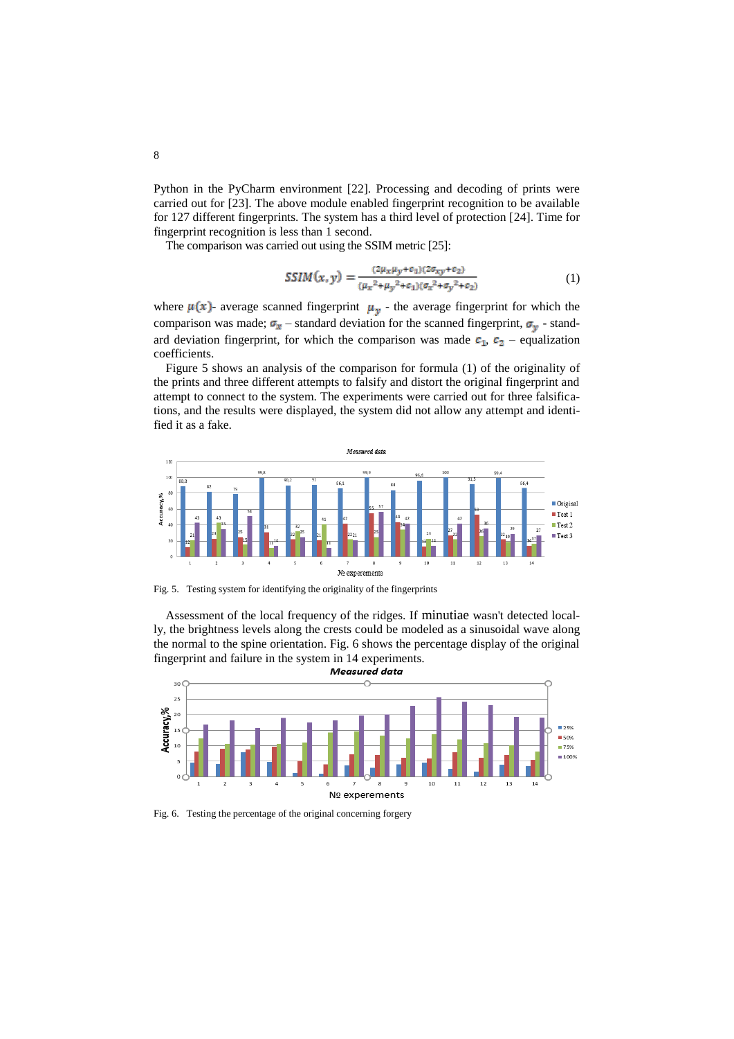Python in the PyCharm environment [22]. Processing and decoding of prints were carried out for [23]. The above module enabled fingerprint recognition to be available for 127 different fingerprints. The system has a third level of protection [24]. Time for fingerprint recognition is less than 1 second.

The comparison was carried out using the SSIM metric [25]:

$$SSIM(x,y) = \frac{(2\mu_x\mu_y + c_1)(2\sigma_{xy} + c_2)}{(\mu_x{}^2 + \mu_y{}^2 + c_1)(\sigma_x{}^2 + \sigma_y{}^2 + c_2)} \tag{1}$$

where $\mu(x)$- average scanned fingerprint $\mu_y$ - the average fingerprint for which the comparison was made; $\sigma_x$ – standard deviation for the scanned fingerprint, $\sigma_y$ - standard deviation fingerprint, for which the comparison was made $c_1$, $c_2$ – equalization coefficients.

Figure 5 shows an analysis of the comparison for formula (1) of the originality of the prints and three different attempts to falsify and distort the original fingerprint and attempt to connect to the system. The experiments were carried out for three falsifications, and the results were displayed, the system did not allow any attempt and identified it as a fake.

Measured data

Accuracy,%

№ experements

Original
Test 1
Test 2
Test 3

Fig. 5. Testing system for identifying the originality of the fingerprints

Assessment of the local frequency of the ridges. If minutiae wasn't detected locally, the brightness levels along the crests could be modeled as a sinusoidal wave along the normal to the spine orientation. Fig. 6 shows the percentage display of the original fingerprint and failure in the system in 14 experiments.

Measured data

Accuracy,%

№ experements

25%
50%
75%
100%

Fig. 6. Testing the percentage of the original concerning forgery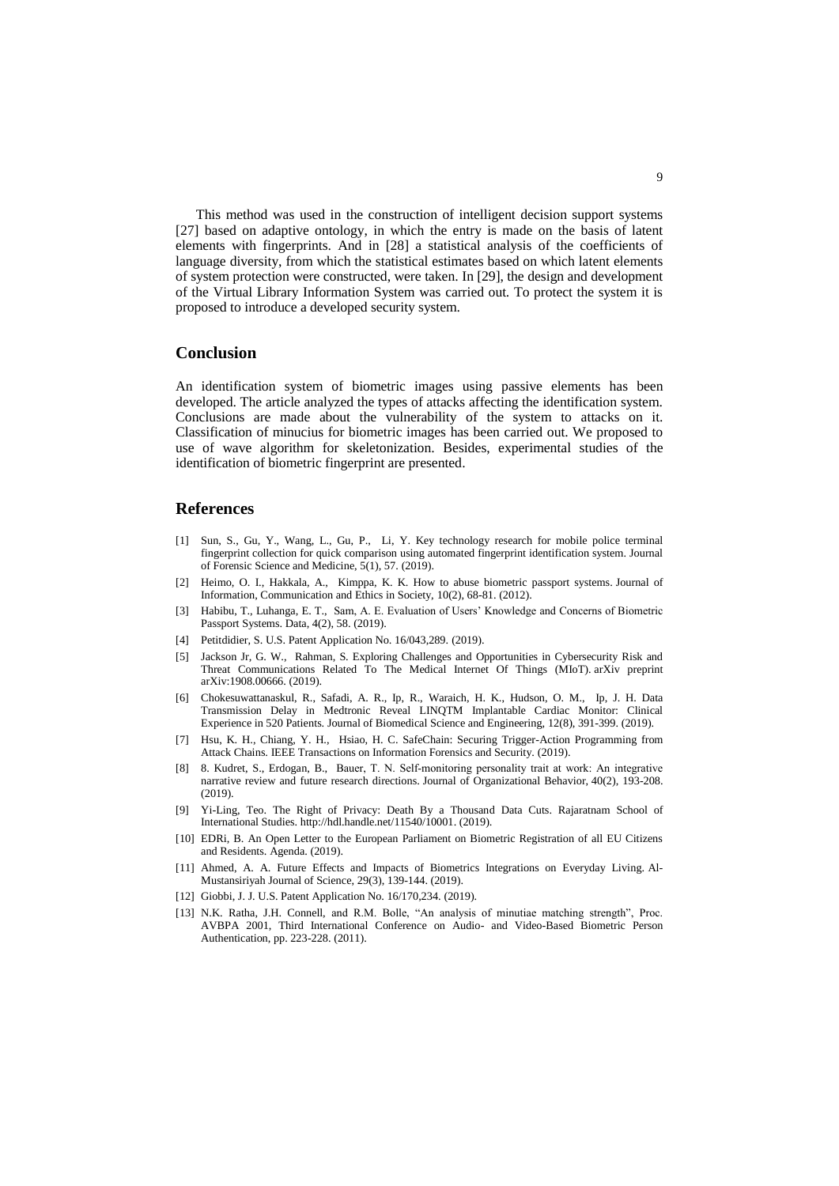This method was used in the construction of intelligent decision support systems [27] based on adaptive ontology, in which the entry is made on the basis of latent elements with fingerprints. And in [28] a statistical analysis of the coefficients of language diversity, from which the statistical estimates based on which latent elements of system protection were constructed, were taken. In [29], the design and development of the Virtual Library Information System was carried out. To protect the system it is proposed to introduce a developed security system.

## Conclusion

An identification system of biometric images using passive elements has been developed. The article analyzed the types of attacks affecting the identification system. Conclusions are made about the vulnerability of the system to attacks on it. Classification of minucius for biometric images has been carried out. We proposed to use of wave algorithm for skeletonization. Besides, experimental studies of the identification of biometric fingerprint are presented.

## References

[1] Sun, S., Gu, Y., Wang, L., Gu, P., Li, Y. Key technology research for mobile police terminal fingerprint collection for quick comparison using automated fingerprint identification system. Journal of Forensic Science and Medicine, 5(1), 57. (2019).

[2] Heimo, O. I., Hakkala, A., Kimppa, K. K. How to abuse biometric passport systems. Journal of Information, Communication and Ethics in Society, 10(2), 68-81. (2012).

[3] Habibu, T., Luhanga, E. T., Sam, A. E. Evaluation of Users' Knowledge and Concerns of Biometric Passport Systems. Data, 4(2), 58. (2019).

[4] Petitdidier, S. U.S. Patent Application No. 16/043,289. (2019).

[5] Jackson Jr, G. W., Rahman, S. Exploring Challenges and Opportunities in Cybersecurity Risk and Threat Communications Related To The Medical Internet Of Things (MIoT). arXiv preprint arXiv:1908.00666. (2019).

[6] Chokesuwattanaskul, R., Safadi, A. R., Ip, R., Waraich, H. K., Hudson, O. M., Ip, J. H. Data Transmission Delay in Medtronic Reveal LINQTM Implantable Cardiac Monitor: Clinical Experience in 520 Patients. Journal of Biomedical Science and Engineering, 12(8), 391-399. (2019).

[7] Hsu, K. H., Chiang, Y. H., Hsiao, H. C. SafeChain: Securing Trigger-Action Programming from Attack Chains. IEEE Transactions on Information Forensics and Security. (2019).

[8] 8. Kudret, S., Erdogan, B., Bauer, T. N. Self-monitoring personality trait at work: An integrative narrative review and future research directions. Journal of Organizational Behavior, 40(2), 193-208. (2019).

[9] Yi-Ling, Teo. The Right of Privacy: Death By a Thousand Data Cuts. Rajaratnam School of International Studies. http://hdl.handle.net/11540/10001. (2019).

[10] EDRi, B. An Open Letter to the European Parliament on Biometric Registration of all EU Citizens and Residents. Agenda. (2019).

[11] Ahmed, A. A. Future Effects and Impacts of Biometrics Integrations on Everyday Living. Al-Mustansiriyah Journal of Science, 29(3), 139-144. (2019).

[12] Giobbi, J. J. U.S. Patent Application No. 16/170,234. (2019).

[13] N.K. Ratha, J.H. Connell, and R.M. Bolle, "An analysis of minutiae matching strength", Proc. AVBPA 2001, Third International Conference on Audio- and Video-Based Biometric Person Authentication, pp. 223-228. (2011).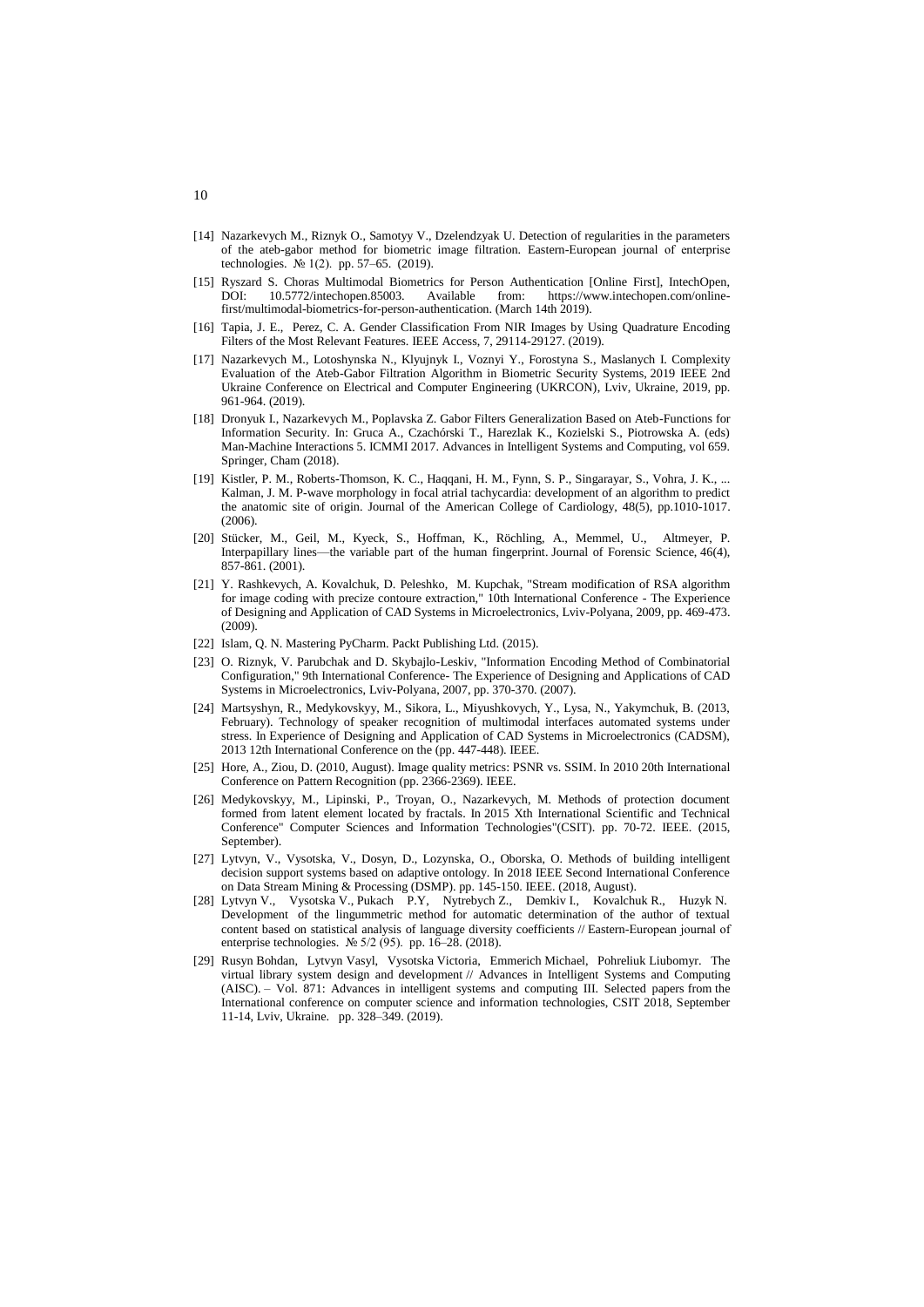[14] Nazarkevych M., Riznyk O., Samotyy V., Dzelendzyak U. Detection of regularities in the parameters of the ateb-gabor method for biometric image filtration. Eastern-European journal of enterprise technologies. № 1(2). pp. 57–65. (2019).

[15] Ryszard S. Choras Multimodal Biometrics for Person Authentication [Online First], IntechOpen, DOI: 10.5772/intechopen.85003. Available from: https://www.intechopen.com/online-first/multimodal-biometrics-for-person-authentication. (March 14th 2019).

[16] Tapia, J. E., Perez, C. A. Gender Classification From NIR Images by Using Quadrature Encoding Filters of the Most Relevant Features. IEEE Access, 7, 29114-29127. (2019).

[17] Nazarkevych M., Lotoshynska N., Klyujnyk I., Voznyi Y., Forostyna S., Maslanych I. Complexity Evaluation of the Ateb-Gabor Filtration Algorithm in Biometric Security Systems, 2019 IEEE 2nd Ukraine Conference on Electrical and Computer Engineering (UKRCON), Lviv, Ukraine, 2019, pp. 961-964. (2019).

[18] Dronyuk I., Nazarkevych M., Poplavska Z. Gabor Filters Generalization Based on Ateb-Functions for Information Security. In: Gruca A., Czachórski T., Harezlak K., Kozielski S., Piotrowska A. (eds) Man-Machine Interactions 5. ICMMI 2017. Advances in Intelligent Systems and Computing, vol 659. Springer, Cham (2018).

[19] Kistler, P. M., Roberts-Thomson, K. C., Haqqani, H. M., Fynn, S. P., Singarayar, S., Vohra, J. K., ... Kalman, J. M. P-wave morphology in focal atrial tachycardia: development of an algorithm to predict the anatomic site of origin. Journal of the American College of Cardiology, 48(5), pp.1010-1017. (2006).

[20] Stücker, M., Geil, M., Kyeck, S., Hoffman, K., Röchling, A., Memmel, U., Altmeyer, P. Interpapillary lines—the variable part of the human fingerprint. Journal of Forensic Science, 46(4), 857-861. (2001).

[21] Y. Rashkevych, A. Kovalchuk, D. Peleshko, M. Kupchak, "Stream modification of RSA algorithm for image coding with precize contoure extraction," 10th International Conference - The Experience of Designing and Application of CAD Systems in Microelectronics, Lviv-Polyana, 2009, pp. 469-473. (2009).

[22] Islam, Q. N. Mastering PyCharm. Packt Publishing Ltd. (2015).

[23] O. Riznyk, V. Parubchak and D. Skybajlo-Leskiv, "Information Encoding Method of Combinatorial Configuration," 9th International Conference- The Experience of Designing and Applications of CAD Systems in Microelectronics, Lviv-Polyana, 2007, pp. 370-370. (2007).

[24] Martsyshyn, R., Medykovskyy, M., Sikora, L., Miyushkovych, Y., Lysa, N., Yakymchuk, B. (2013, February). Technology of speaker recognition of multimodal interfaces automated systems under stress. In Experience of Designing and Application of CAD Systems in Microelectronics (CADSM), 2013 12th International Conference on the (pp. 447-448). IEEE.

[25] Hore, A., Ziou, D. (2010, August). Image quality metrics: PSNR vs. SSIM. In 2010 20th International Conference on Pattern Recognition (pp. 2366-2369). IEEE.

[26] Medykovskyy, M., Lipinski, P., Troyan, O., Nazarkevych, M. Methods of protection document formed from latent element located by fractals. In 2015 Xth International Scientific and Technical Conference" Computer Sciences and Information Technologies"(CSIT). pp. 70-72. IEEE. (2015, September).

[27] Lytvyn, V., Vysotska, V., Dosyn, D., Lozynska, O., Oborska, O. Methods of building intelligent decision support systems based on adaptive ontology. In 2018 IEEE Second International Conference on Data Stream Mining & Processing (DSMP). pp. 145-150. IEEE. (2018, August).

[28] Lytvyn V., Vysotska V., Pukach P.Y, Nytrebych Z., Demkiv I., Kovalchuk R., Huzyk N. Development of the lingummetric method for automatic determination of the author of textual content based on statistical analysis of language diversity coefficients // Eastern-European journal of enterprise technologies. № 5/2 (95). pp. 16–28. (2018).

[29] Rusyn Bohdan, Lytvyn Vasyl, Vysotska Victoria, Emmerich Michael, Pohreliuk Liubomyr. The virtual library system design and development // Advances in Intelligent Systems and Computing (AISC). – Vol. 871: Advances in intelligent systems and computing III. Selected papers from the International conference on computer science and information technologies, CSIT 2018, September 11-14, Lviv, Ukraine. pp. 328–349. (2019).